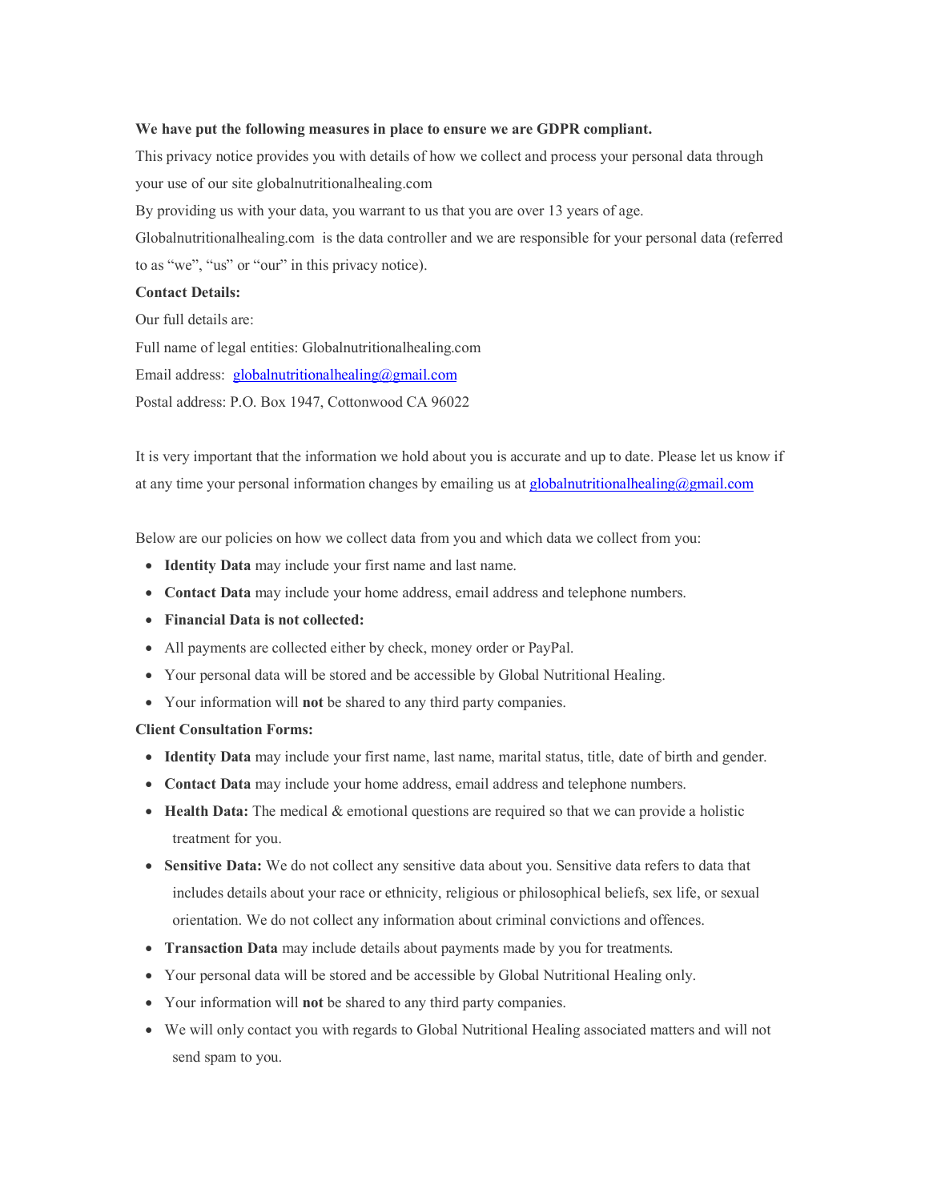**We have put the following measures in place to ensure we are GDPR compliant.**

This privacy notice provides you with details of how we collect and process your personal data through your use of our site globalnutritionalhealing.com

By providing us with your data, you warrant to us that you are over 13 years of age.

Globalnutritionalhealing.com is the data controller and we are responsible for your personal data (referred to as "we", "us" or "our" in this privacy notice).

**Contact Details:**

Our full details are:

Full name of legal entities: Globalnutritionalhealing.com

Email address: globalnutritionalhealing@gmail.com

Postal address: P.O. Box 1947, Cottonwood CA 96022

It is very important that the information we hold about you is accurate and up to date. Please let us know if at any time your personal information changes by emailing us at globalnutritionalhealing@gmail.com

Below are our policies on how we collect data from you and which data we collect from you:

- **Identity Data** may include your first name and last name.
- **Contact Data** may include your home address, email address and telephone numbers.
- **Financial Data is not collected:**
- All payments are collected either by check, money order or PayPal.
- Your personal data will be stored and be accessible by Global Nutritional Healing.
- Your information will **not** be shared to any third party companies.

**Client Consultation Forms:**

- **Identity Data** may include your first name, last name, marital status, title, date of birth and gender.
- **Contact Data** may include your home address, email address and telephone numbers.
- **Health Data:** The medical & emotional questions are required so that we can provide a holistic treatment for you.
- **Sensitive Data:** We do not collect any sensitive data about you. Sensitive data refers to data that includes details about your race or ethnicity, religious or philosophical beliefs, sex life, or sexual orientation. We do not collect any information about criminal convictions and offences.
- **Transaction Data** may include details about payments made by you for treatments.
- Your personal data will be stored and be accessible by Global Nutritional Healing only.
- Your information will **not** be shared to any third party companies.
- We will only contact you with regards to Global Nutritional Healing associated matters and will not send spam to you.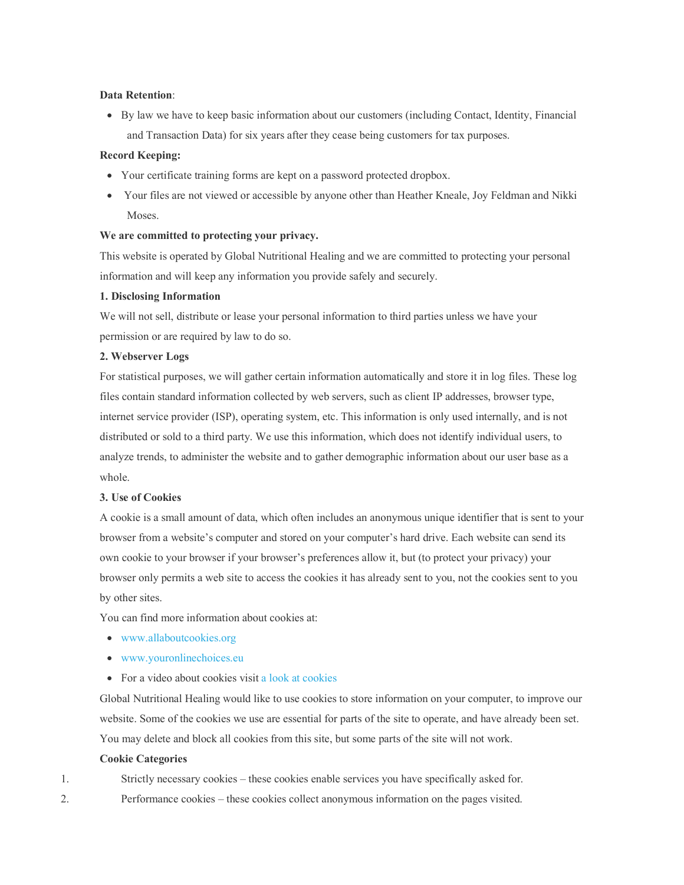**Data Retention**:

- By law we have to keep basic information about our customers (including Contact, Identity, Financial and Transaction Data) for six years after they cease being customers for tax purposes.

**Record Keeping:**

- Your certificate training forms are kept on a password protected dropbox.
- Your files are not viewed or accessible by anyone other than Heather Kneale, Joy Feldman and Nikki Moses.

**We are committed to protecting your privacy.**

This website is operated by Global Nutritional Healing and we are committed to protecting your personal information and will keep any information you provide safely and securely.

**1. Disclosing Information**

We will not sell, distribute or lease your personal information to third parties unless we have your permission or are required by law to do so.

**2. Webserver Logs**

For statistical purposes, we will gather certain information automatically and store it in log files. These log files contain standard information collected by web servers, such as client IP addresses, browser type, internet service provider (ISP), operating system, etc. This information is only used internally, and is not distributed or sold to a third party. We use this information, which does not identify individual users, to analyze trends, to administer the website and to gather demographic information about our user base as a whole.

**3. Use of Cookies**

A cookie is a small amount of data, which often includes an anonymous unique identifier that is sent to your browser from a website's computer and stored on your computer's hard drive. Each website can send its own cookie to your browser if your browser's preferences allow it, but (to protect your privacy) your browser only permits a web site to access the cookies it has already sent to you, not the cookies sent to you by other sites.

You can find more information about cookies at:

- www.allaboutcookies.org
- www.youronlinechoices.eu
- For a video about cookies visit a look at cookies

Global Nutritional Healing would like to use cookies to store information on your computer, to improve our website. Some of the cookies we use are essential for parts of the site to operate, and have already been set. You may delete and block all cookies from this site, but some parts of the site will not work.

**Cookie Categories**

1. Strictly necessary cookies – these cookies enable services you have specifically asked for.
2. Performance cookies – these cookies collect anonymous information on the pages visited.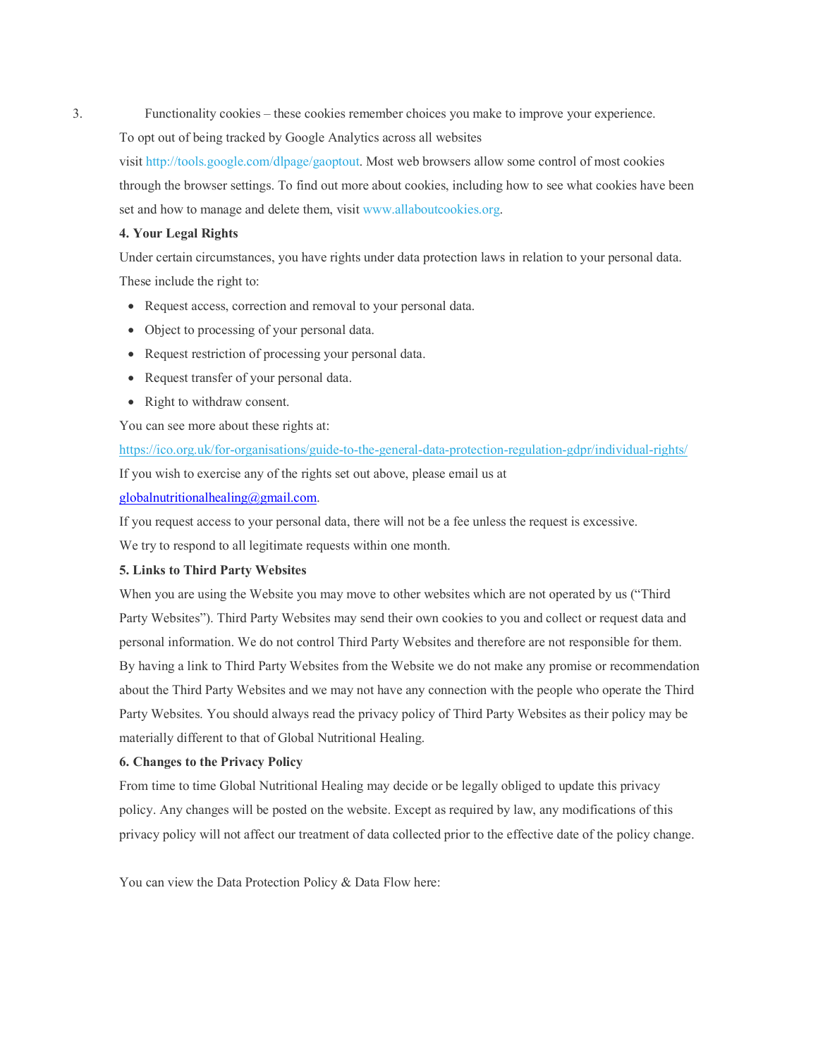3. Functionality cookies – these cookies remember choices you make to improve your experience.

To opt out of being tracked by Google Analytics across all websites visit http://tools.google.com/dlpage/gaoptout. Most web browsers allow some control of most cookies through the browser settings. To find out more about cookies, including how to see what cookies have been set and how to manage and delete them, visit www.allaboutcookies.org.

**4. Your Legal Rights**

Under certain circumstances, you have rights under data protection laws in relation to your personal data. These include the right to:

- Request access, correction and removal to your personal data.
- Object to processing of your personal data.
- Request restriction of processing your personal data.
- Request transfer of your personal data.
- Right to withdraw consent.

You can see more about these rights at:

https://ico.org.uk/for-organisations/guide-to-the-general-data-protection-regulation-gdpr/individual-rights/

If you wish to exercise any of the rights set out above, please email us at globalnutritionalhealing@gmail.com.

If you request access to your personal data, there will not be a fee unless the request is excessive.

We try to respond to all legitimate requests within one month.

**5. Links to Third Party Websites**

When you are using the Website you may move to other websites which are not operated by us ("Third Party Websites"). Third Party Websites may send their own cookies to you and collect or request data and personal information. We do not control Third Party Websites and therefore are not responsible for them. By having a link to Third Party Websites from the Website we do not make any promise or recommendation about the Third Party Websites and we may not have any connection with the people who operate the Third Party Websites. You should always read the privacy policy of Third Party Websites as their policy may be materially different to that of Global Nutritional Healing.

**6. Changes to the Privacy Policy**

From time to time Global Nutritional Healing may decide or be legally obliged to update this privacy policy. Any changes will be posted on the website. Except as required by law, any modifications of this privacy policy will not affect our treatment of data collected prior to the effective date of the policy change.

You can view the Data Protection Policy & Data Flow here: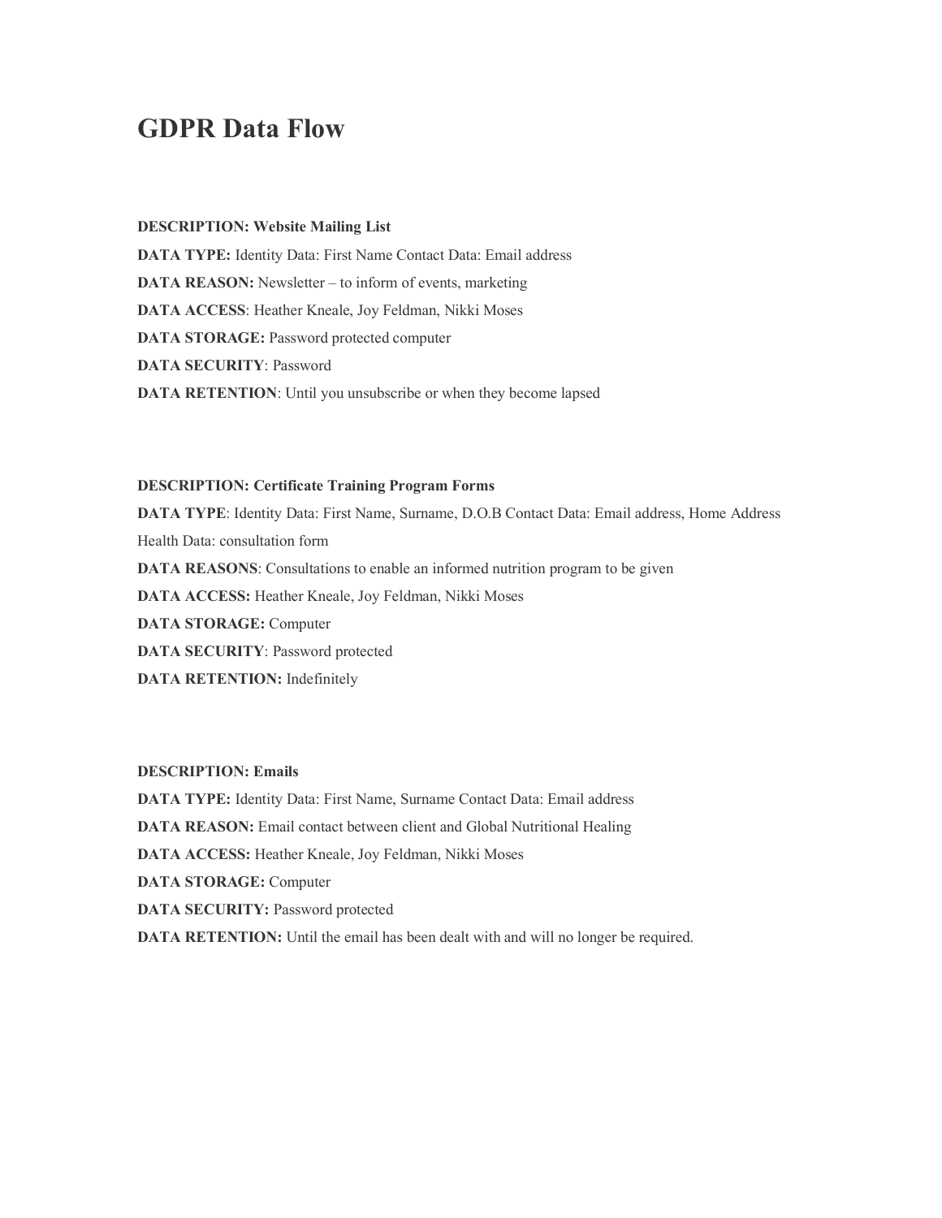# GDPR Data Flow

**DESCRIPTION: Website Mailing List**

**DATA TYPE:** Identity Data: First Name Contact Data: Email address

**DATA REASON:** Newsletter – to inform of events, marketing

**DATA ACCESS**: Heather Kneale, Joy Feldman, Nikki Moses

**DATA STORAGE:** Password protected computer

**DATA SECURITY**: Password

**DATA RETENTION**: Until you unsubscribe or when they become lapsed

**DESCRIPTION: Certificate Training Program Forms**

**DATA TYPE**: Identity Data: First Name, Surname, D.O.B Contact Data: Email address, Home Address Health Data: consultation form

**DATA REASONS**: Consultations to enable an informed nutrition program to be given

**DATA ACCESS:** Heather Kneale, Joy Feldman, Nikki Moses

**DATA STORAGE:** Computer

**DATA SECURITY**: Password protected

**DATA RETENTION:** Indefinitely

**DESCRIPTION: Emails**

**DATA TYPE:** Identity Data: First Name, Surname Contact Data: Email address

**DATA REASON:** Email contact between client and Global Nutritional Healing

**DATA ACCESS:** Heather Kneale, Joy Feldman, Nikki Moses

**DATA STORAGE:** Computer

**DATA SECURITY:** Password protected

**DATA RETENTION:** Until the email has been dealt with and will no longer be required.